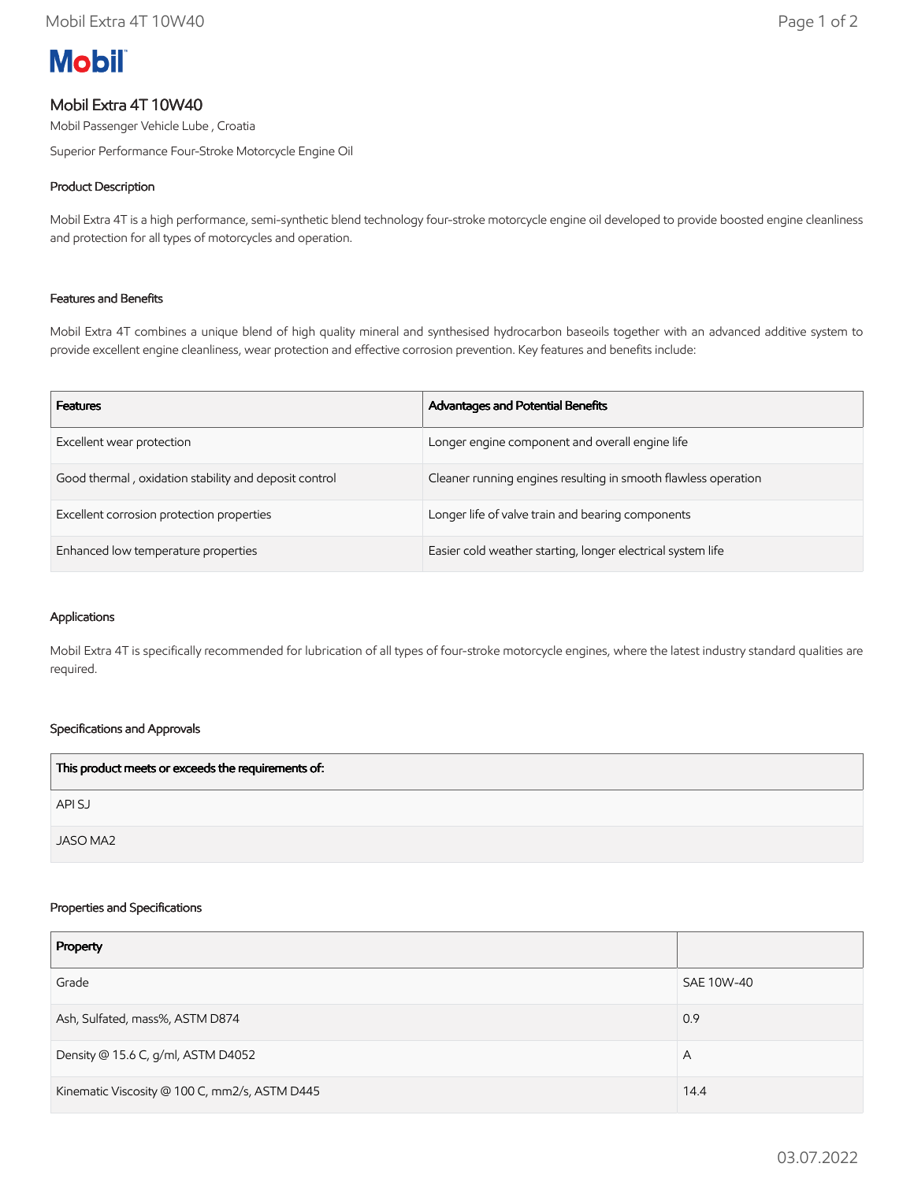**Mobil**

# Mobil Extra 4T 10W40

Mobil Passenger Vehicle Lube , Croatia

Superior Performance Four-Stroke Motorcycle Engine Oil

## Product Description

Mobil Extra 4T is a high performance, semi-synthetic blend technology four-stroke motorcycle engine oil developed to provide boosted engine cleanliness and protection for all types of motorcycles and operation.

## Features and Benefits

Mobil Extra 4T combines a unique blend of high quality mineral and synthesised hydrocarbon baseoils together with an advanced additive system to provide excellent engine cleanliness, wear protection and effective corrosion prevention. Key features and benefits include:

| Features | Advantages and Potential Benefits |
|---|---|
| Excellent wear protection | Longer engine component and overall engine life |
| Good thermal , oxidation stability and deposit control | Cleaner running engines resulting in smooth flawless operation |
| Excellent corrosion protection properties | Longer life of valve train and bearing components |
| Enhanced low temperature properties | Easier cold weather starting, longer electrical system life |

## Applications

Mobil Extra 4T is specifically recommended for lubrication of all types of four-stroke motorcycle engines, where the latest industry standard qualities are required.

## Specifications and Approvals

| This product meets or exceeds the requirements of: |
|---|
| API SJ |
| JASO MA2 |

## Properties and Specifications

| Property | |
|---|---|
| Grade | SAE 10W-40 |
| Ash, Sulfated, mass%, ASTM D874 | 0.9 |
| Density @ 15.6 C, g/ml, ASTM D4052 | A |
| Kinematic Viscosity @ 100 C, mm2/s, ASTM D445 | 14.4 |

03.07.2022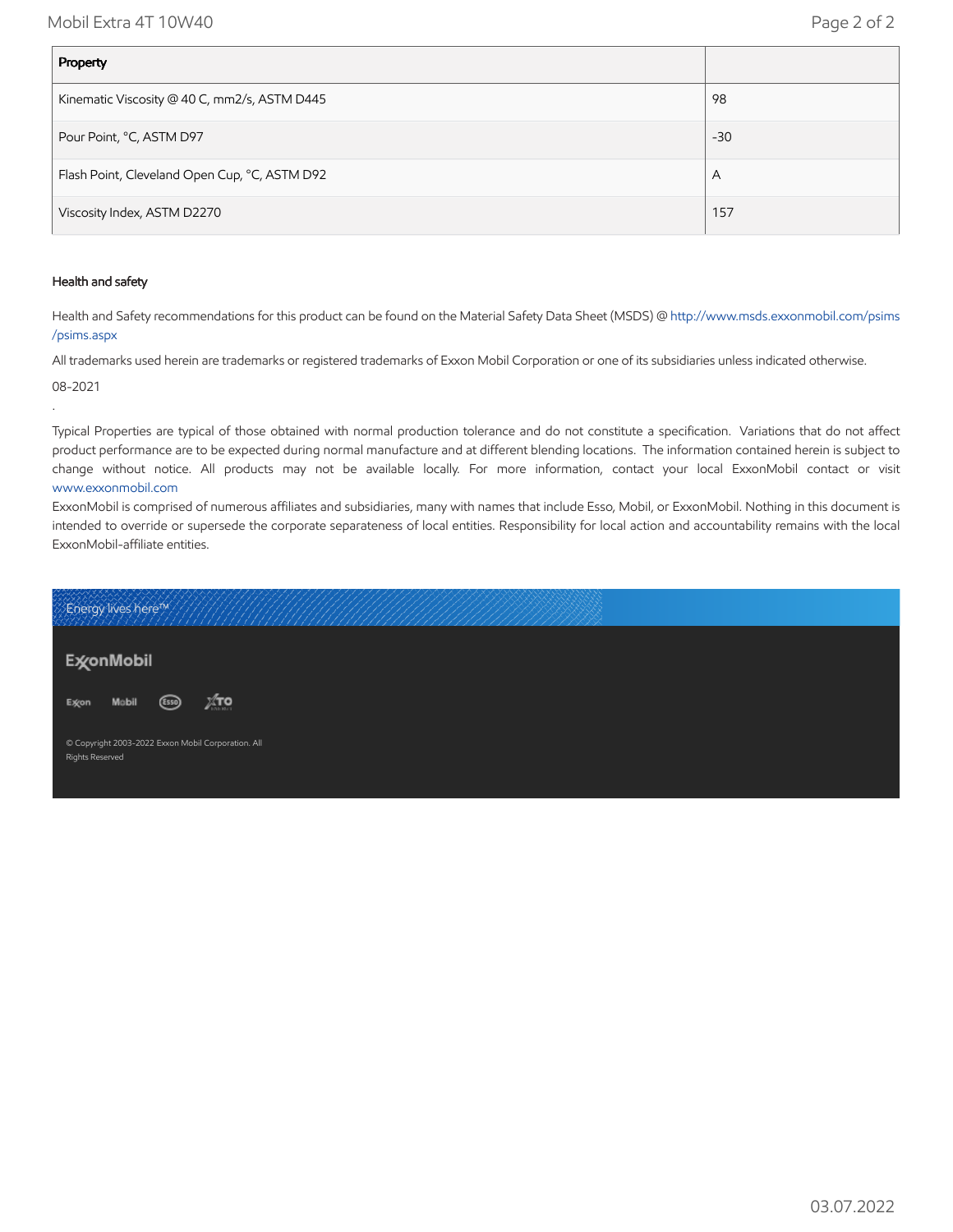| Property | |
|---|---|
| Kinematic Viscosity @ 40 C, mm2/s, ASTM D445 | 98 |
| Pour Point, °C, ASTM D97 | -30 |
| Flash Point, Cleveland Open Cup, °C, ASTM D92 | A |
| Viscosity Index, ASTM D2270 | 157 |

### Health and safety

Health and Safety recommendations for this product can be found on the Material Safety Data Sheet (MSDS) @ http://www.msds.exxonmobil.com/psims/psims.aspx

All trademarks used herein are trademarks or registered trademarks of Exxon Mobil Corporation or one of its subsidiaries unless indicated otherwise.

08-2021

.

Typical Properties are typical of those obtained with normal production tolerance and do not constitute a specification. Variations that do not affect product performance are to be expected during normal manufacture and at different blending locations. The information contained herein is subject to change without notice. All products may not be available locally. For more information, contact your local ExxonMobil contact or visit www.exxonmobil.com

ExxonMobil is comprised of numerous affiliates and subsidiaries, many with names that include Esso, Mobil, or ExxonMobil. Nothing in this document is intended to override or supersede the corporate separateness of local entities. Responsibility for local action and accountability remains with the local ExxonMobil-affiliate entities.

Energy lives here™

ExxonMobil

Exxon Mobil Esso XTO

© Copyright 2003-2022 Exxon Mobil Corporation. All Rights Reserved

03.07.2022